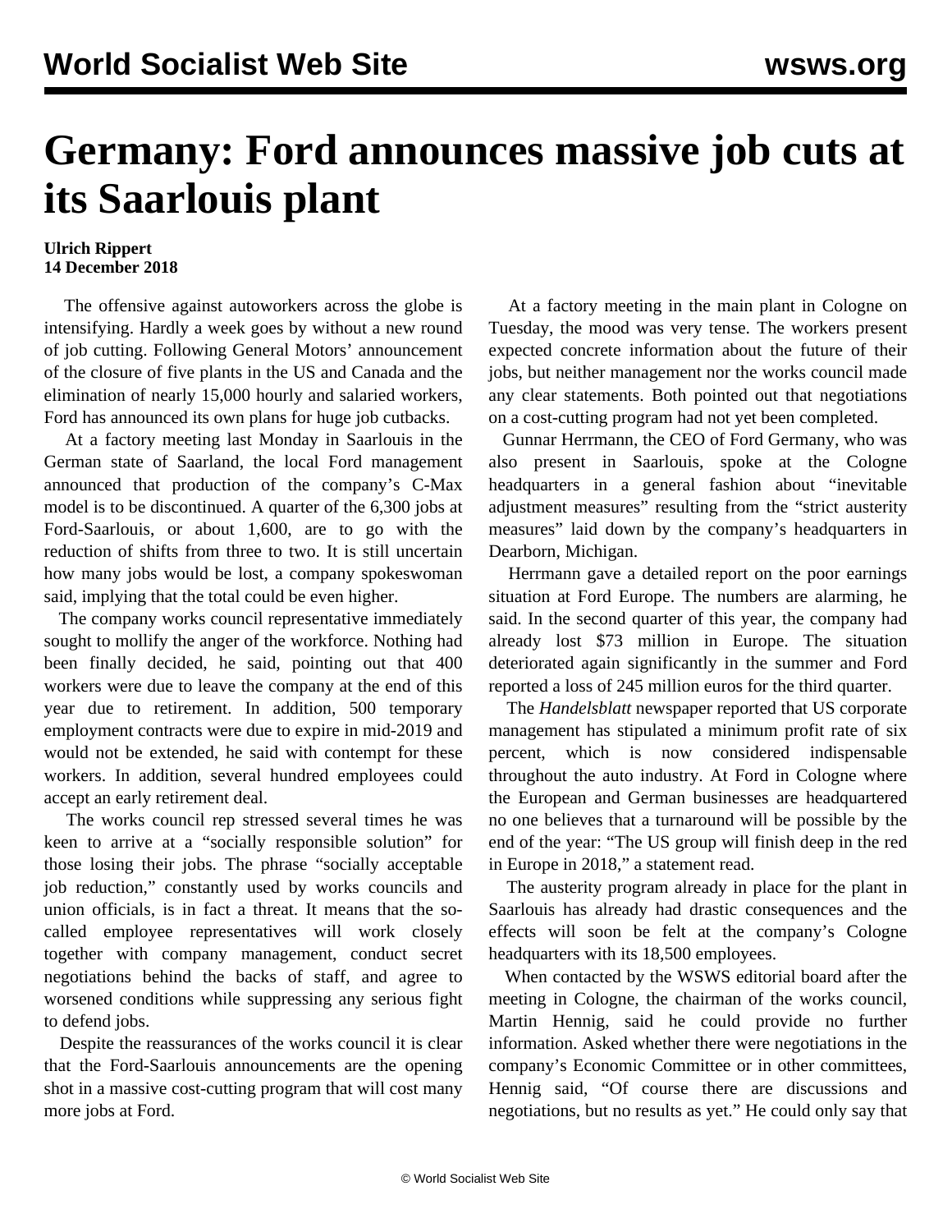# Germany: Ford announces massive job cuts at its Saarlouis plant

**Ulrich Rippert**
**14 December 2018**

The offensive against autoworkers across the globe is intensifying. Hardly a week goes by without a new round of job cutting. Following General Motors' announcement of the closure of five plants in the US and Canada and the elimination of nearly 15,000 hourly and salaried workers, Ford has announced its own plans for huge job cutbacks.

At a factory meeting last Monday in Saarlouis in the German state of Saarland, the local Ford management announced that production of the company's C-Max model is to be discontinued. A quarter of the 6,300 jobs at Ford-Saarlouis, or about 1,600, are to go with the reduction of shifts from three to two. It is still uncertain how many jobs would be lost, a company spokeswoman said, implying that the total could be even higher.

The company works council representative immediately sought to mollify the anger of the workforce. Nothing had been finally decided, he said, pointing out that 400 workers were due to leave the company at the end of this year due to retirement. In addition, 500 temporary employment contracts were due to expire in mid-2019 and would not be extended, he said with contempt for these workers. In addition, several hundred employees could accept an early retirement deal.

The works council rep stressed several times he was keen to arrive at a "socially responsible solution" for those losing their jobs. The phrase "socially acceptable job reduction," constantly used by works councils and union officials, is in fact a threat. It means that the so-called employee representatives will work closely together with company management, conduct secret negotiations behind the backs of staff, and agree to worsened conditions while suppressing any serious fight to defend jobs.

Despite the reassurances of the works council it is clear that the Ford-Saarlouis announcements are the opening shot in a massive cost-cutting program that will cost many more jobs at Ford.

At a factory meeting in the main plant in Cologne on Tuesday, the mood was very tense. The workers present expected concrete information about the future of their jobs, but neither management nor the works council made any clear statements. Both pointed out that negotiations on a cost-cutting program had not yet been completed.

Gunnar Herrmann, the CEO of Ford Germany, who was also present in Saarlouis, spoke at the Cologne headquarters in a general fashion about "inevitable adjustment measures" resulting from the "strict austerity measures" laid down by the company's headquarters in Dearborn, Michigan.

Herrmann gave a detailed report on the poor earnings situation at Ford Europe. The numbers are alarming, he said. In the second quarter of this year, the company had already lost $73 million in Europe. The situation deteriorated again significantly in the summer and Ford reported a loss of 245 million euros for the third quarter.

The *Handelsblatt* newspaper reported that US corporate management has stipulated a minimum profit rate of six percent, which is now considered indispensable throughout the auto industry. At Ford in Cologne where the European and German businesses are headquartered no one believes that a turnaround will be possible by the end of the year: "The US group will finish deep in the red in Europe in 2018," a statement read.

The austerity program already in place for the plant in Saarlouis has already had drastic consequences and the effects will soon be felt at the company's Cologne headquarters with its 18,500 employees.

When contacted by the WSWS editorial board after the meeting in Cologne, the chairman of the works council, Martin Hennig, said he could provide no further information. Asked whether there were negotiations in the company's Economic Committee or in other committees, Hennig said, "Of course there are discussions and negotiations, but no results as yet." He could only say that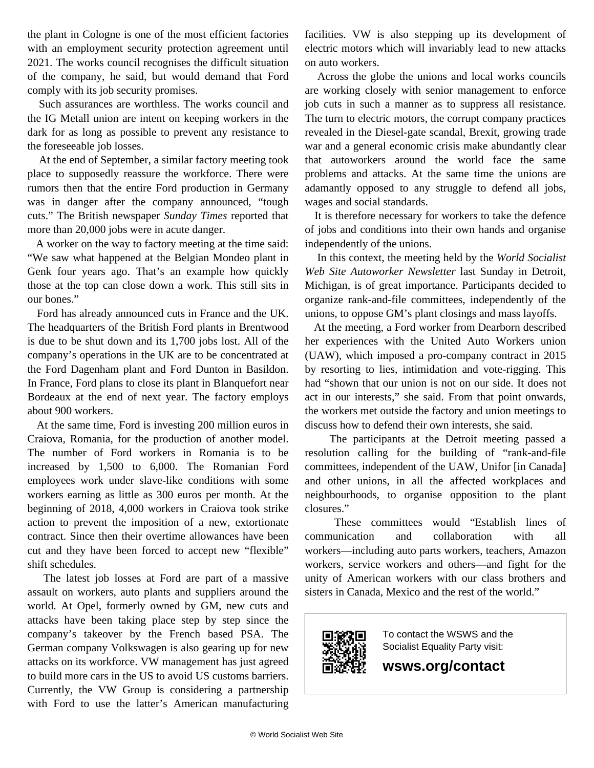the plant in Cologne is one of the most efficient factories with an employment security protection agreement until 2021. The works council recognises the difficult situation of the company, he said, but would demand that Ford comply with its job security promises.

Such assurances are worthless. The works council and the IG Metall union are intent on keeping workers in the dark for as long as possible to prevent any resistance to the foreseeable job losses.

At the end of September, a similar factory meeting took place to supposedly reassure the workforce. There were rumors then that the entire Ford production in Germany was in danger after the company announced, "tough cuts." The British newspaper *Sunday Times* reported that more than 20,000 jobs were in acute danger.

A worker on the way to factory meeting at the time said: "We saw what happened at the Belgian Mondeo plant in Genk four years ago. That's an example how quickly those at the top can close down a work. This still sits in our bones."

Ford has already announced cuts in France and the UK. The headquarters of the British Ford plants in Brentwood is due to be shut down and its 1,700 jobs lost. All of the company's operations in the UK are to be concentrated at the Ford Dagenham plant and Ford Dunton in Basildon. In France, Ford plans to close its plant in Blanquefort near Bordeaux at the end of next year. The factory employs about 900 workers.

At the same time, Ford is investing 200 million euros in Craiova, Romania, for the production of another model. The number of Ford workers in Romania is to be increased by 1,500 to 6,000. The Romanian Ford employees work under slave-like conditions with some workers earning as little as 300 euros per month. At the beginning of 2018, 4,000 workers in Craiova took strike action to prevent the imposition of a new, extortionate contract. Since then their overtime allowances have been cut and they have been forced to accept new "flexible" shift schedules.

The latest job losses at Ford are part of a massive assault on workers, auto plants and suppliers around the world. At Opel, formerly owned by GM, new cuts and attacks have been taking place step by step since the company's takeover by the French based PSA. The German company Volkswagen is also gearing up for new attacks on its workforce. VW management has just agreed to build more cars in the US to avoid US customs barriers. Currently, the VW Group is considering a partnership with Ford to use the latter's American manufacturing facilities. VW is also stepping up its development of electric motors which will invariably lead to new attacks on auto workers.

Across the globe the unions and local works councils are working closely with senior management to enforce job cuts in such a manner as to suppress all resistance. The turn to electric motors, the corrupt company practices revealed in the Diesel-gate scandal, Brexit, growing trade war and a general economic crisis make abundantly clear that autoworkers around the world face the same problems and attacks. At the same time the unions are adamantly opposed to any struggle to defend all jobs, wages and social standards.

It is therefore necessary for workers to take the defence of jobs and conditions into their own hands and organise independently of the unions.

In this context, the meeting held by the *World Socialist Web Site Autoworker Newsletter* last Sunday in Detroit, Michigan, is of great importance. Participants decided to organize rank-and-file committees, independently of the unions, to oppose GM's plant closings and mass layoffs.

At the meeting, a Ford worker from Dearborn described her experiences with the United Auto Workers union (UAW), which imposed a pro-company contract in 2015 by resorting to lies, intimidation and vote-rigging. This had "shown that our union is not on our side. It does not act in our interests," she said. From that point onwards, the workers met outside the factory and union meetings to discuss how to defend their own interests, she said.

The participants at the Detroit meeting passed a resolution calling for the building of "rank-and-file committees, independent of the UAW, Unifor [in Canada] and other unions, in all the affected workplaces and neighbourhoods, to organise opposition to the plant closures."

These committees would "Establish lines of communication and collaboration with all workers—including auto parts workers, teachers, Amazon workers, service workers and others—and fight for the unity of American workers with our class brothers and sisters in Canada, Mexico and the rest of the world."

To contact the WSWS and the Socialist Equality Party visit:

**wsws.org/contact**